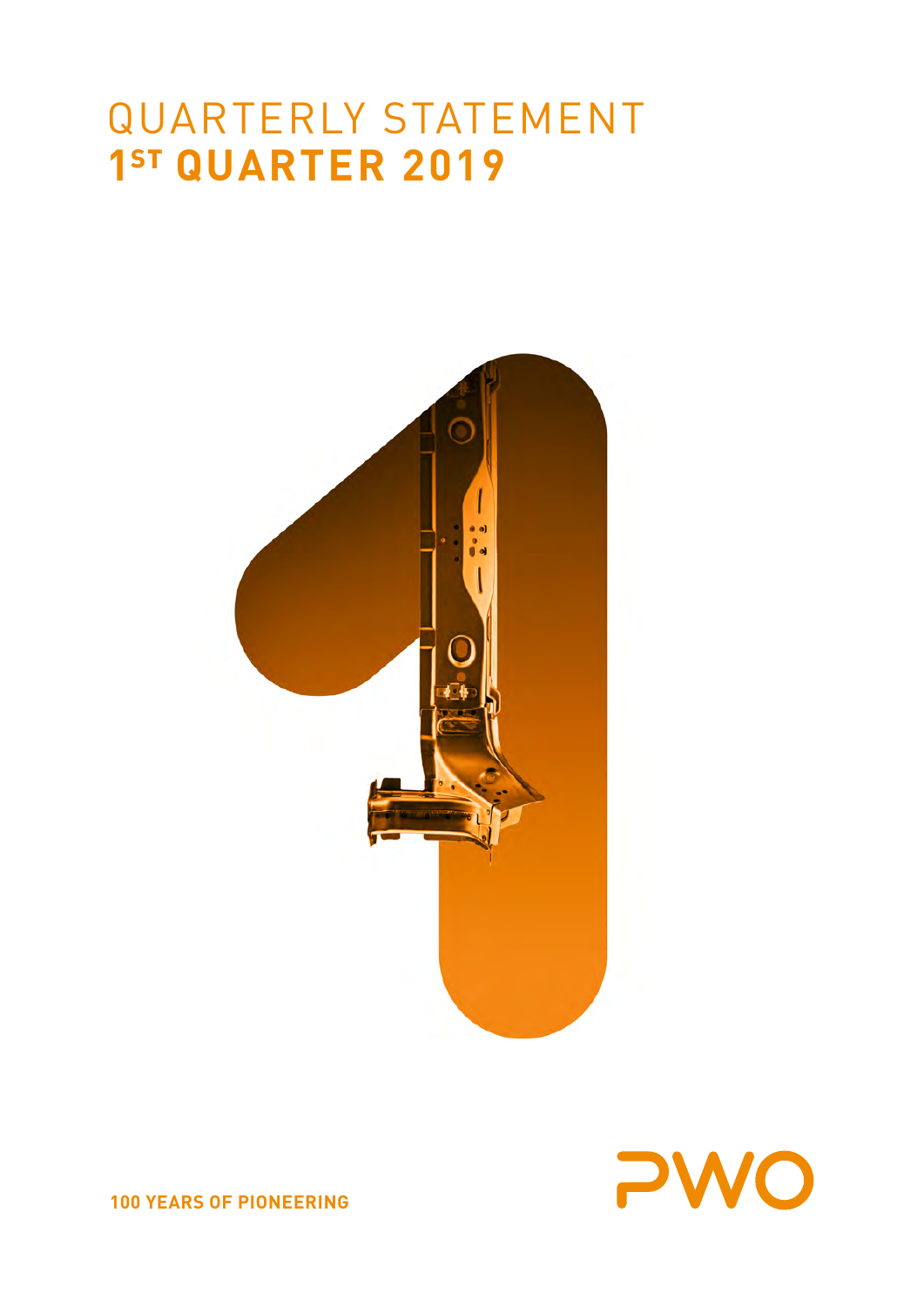# QUARTERLY STATEMENT
# 1ST QUARTER 2019

**100 YEARS OF PIONEERING**

PWO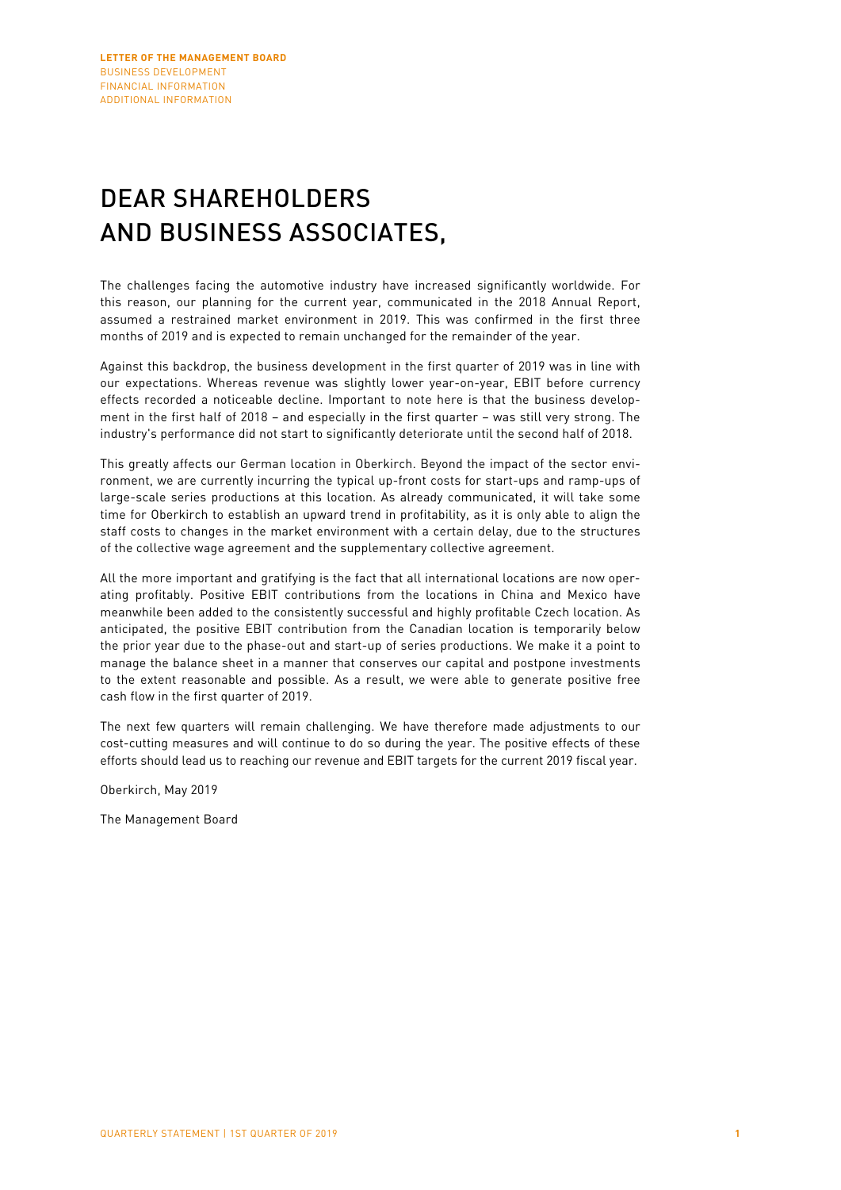# DEAR SHAREHOLDERS AND BUSINESS ASSOCIATES,

The challenges facing the automotive industry have increased significantly worldwide. For this reason, our planning for the current year, communicated in the 2018 Annual Report, assumed a restrained market environment in 2019. This was confirmed in the first three months of 2019 and is expected to remain unchanged for the remainder of the year.

Against this backdrop, the business development in the first quarter of 2019 was in line with our expectations. Whereas revenue was slightly lower year-on-year, EBIT before currency effects recorded a noticeable decline. Important to note here is that the business development in the first half of 2018 – and especially in the first quarter – was still very strong. The industry's performance did not start to significantly deteriorate until the second half of 2018.

This greatly affects our German location in Oberkirch. Beyond the impact of the sector environment, we are currently incurring the typical up-front costs for start-ups and ramp-ups of large-scale series productions at this location. As already communicated, it will take some time for Oberkirch to establish an upward trend in profitability, as it is only able to align the staff costs to changes in the market environment with a certain delay, due to the structures of the collective wage agreement and the supplementary collective agreement.

All the more important and gratifying is the fact that all international locations are now operating profitably. Positive EBIT contributions from the locations in China and Mexico have meanwhile been added to the consistently successful and highly profitable Czech location. As anticipated, the positive EBIT contribution from the Canadian location is temporarily below the prior year due to the phase-out and start-up of series productions. We make it a point to manage the balance sheet in a manner that conserves our capital and postpone investments to the extent reasonable and possible. As a result, we were able to generate positive free cash flow in the first quarter of 2019.

The next few quarters will remain challenging. We have therefore made adjustments to our cost-cutting measures and will continue to do so during the year. The positive effects of these efforts should lead us to reaching our revenue and EBIT targets for the current 2019 fiscal year.

Oberkirch, May 2019

The Management Board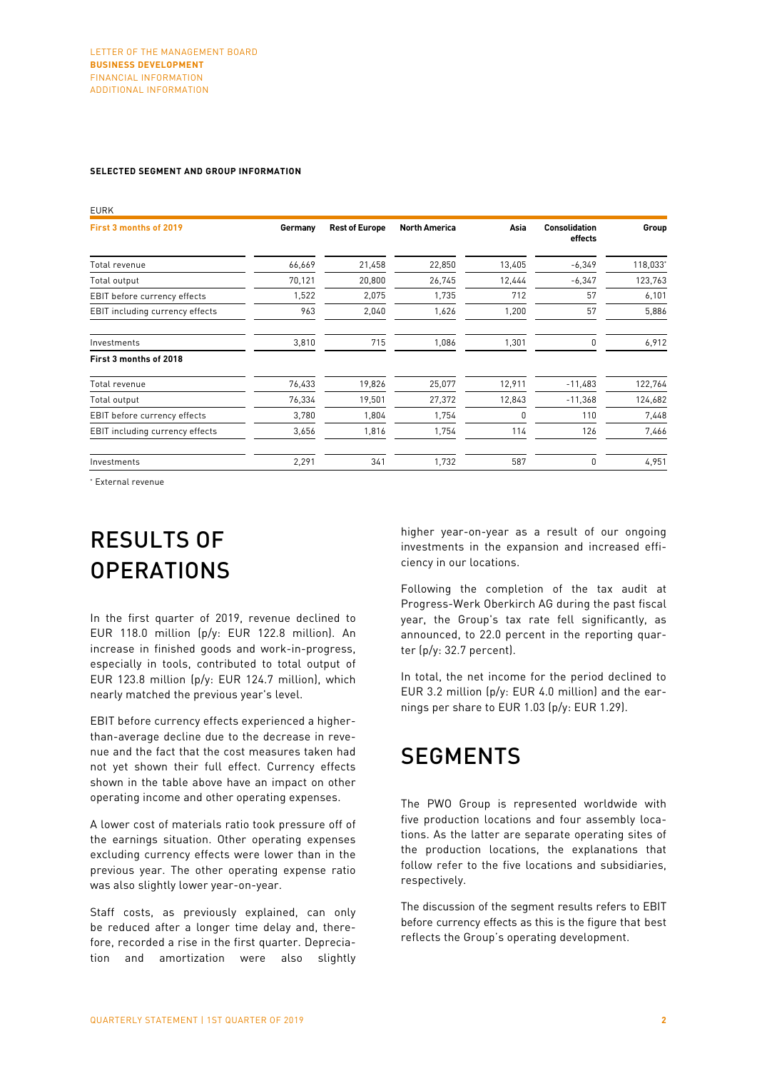#### SELECTED SEGMENT AND GROUP INFORMATION

EURK

| First 3 months of 2019 | Germany | Rest of Europe | North America | Asia | Consolidation effects | Group |
|---|---|---|---|---|---|---|
| Total revenue | 66,669 | 21,458 | 22,850 | 13,405 | -6,349 | 118,033* |
| Total output | 70,121 | 20,800 | 26,745 | 12,444 | -6,347 | 123,763 |
| EBIT before currency effects | 1,522 | 2,075 | 1,735 | 712 | 57 | 6,101 |
| EBIT including currency effects | 963 | 2,040 | 1,626 | 1,200 | 57 | 5,886 |
| Investments | 3,810 | 715 | 1,086 | 1,301 | 0 | 6,912 |
| **First 3 months of 2018** | | | | | | |
| Total revenue | 76,433 | 19,826 | 25,077 | 12,911 | -11,483 | 122,764 |
| Total output | 76,334 | 19,501 | 27,372 | 12,843 | -11,368 | 124,682 |
| EBIT before currency effects | 3,780 | 1,804 | 1,754 | 0 | 110 | 7,448 |
| EBIT including currency effects | 3,656 | 1,816 | 1,754 | 114 | 126 | 7,466 |
| Investments | 2,291 | 341 | 1,732 | 587 | 0 | 4,951 |

* External revenue

# RESULTS OF OPERATIONS

In the first quarter of 2019, revenue declined to EUR 118.0 million (p/y: EUR 122.8 million). An increase in finished goods and work-in-progress, especially in tools, contributed to total output of EUR 123.8 million (p/y: EUR 124.7 million), which nearly matched the previous year's level.

EBIT before currency effects experienced a higher-than-average decline due to the decrease in revenue and the fact that the cost measures taken had not yet shown their full effect. Currency effects shown in the table above have an impact on other operating income and other operating expenses.

A lower cost of materials ratio took pressure off of the earnings situation. Other operating expenses excluding currency effects were lower than in the previous year. The other operating expense ratio was also slightly lower year-on-year.

Staff costs, as previously explained, can only be reduced after a longer time delay and, therefore, recorded a rise in the first quarter. Depreciation and amortization were also slightly higher year-on-year as a result of our ongoing investments in the expansion and increased efficiency in our locations.

Following the completion of the tax audit at Progress-Werk Oberkirch AG during the past fiscal year, the Group's tax rate fell significantly, as announced, to 22.0 percent in the reporting quarter (p/y: 32.7 percent).

In total, the net income for the period declined to EUR 3.2 million (p/y: EUR 4.0 million) and the earnings per share to EUR 1.03 (p/y: EUR 1.29).

# SEGMENTS

The PWO Group is represented worldwide with five production locations and four assembly locations. As the latter are separate operating sites of the production locations, the explanations that follow refer to the five locations and subsidiaries, respectively.

The discussion of the segment results refers to EBIT before currency effects as this is the figure that best reflects the Group's operating development.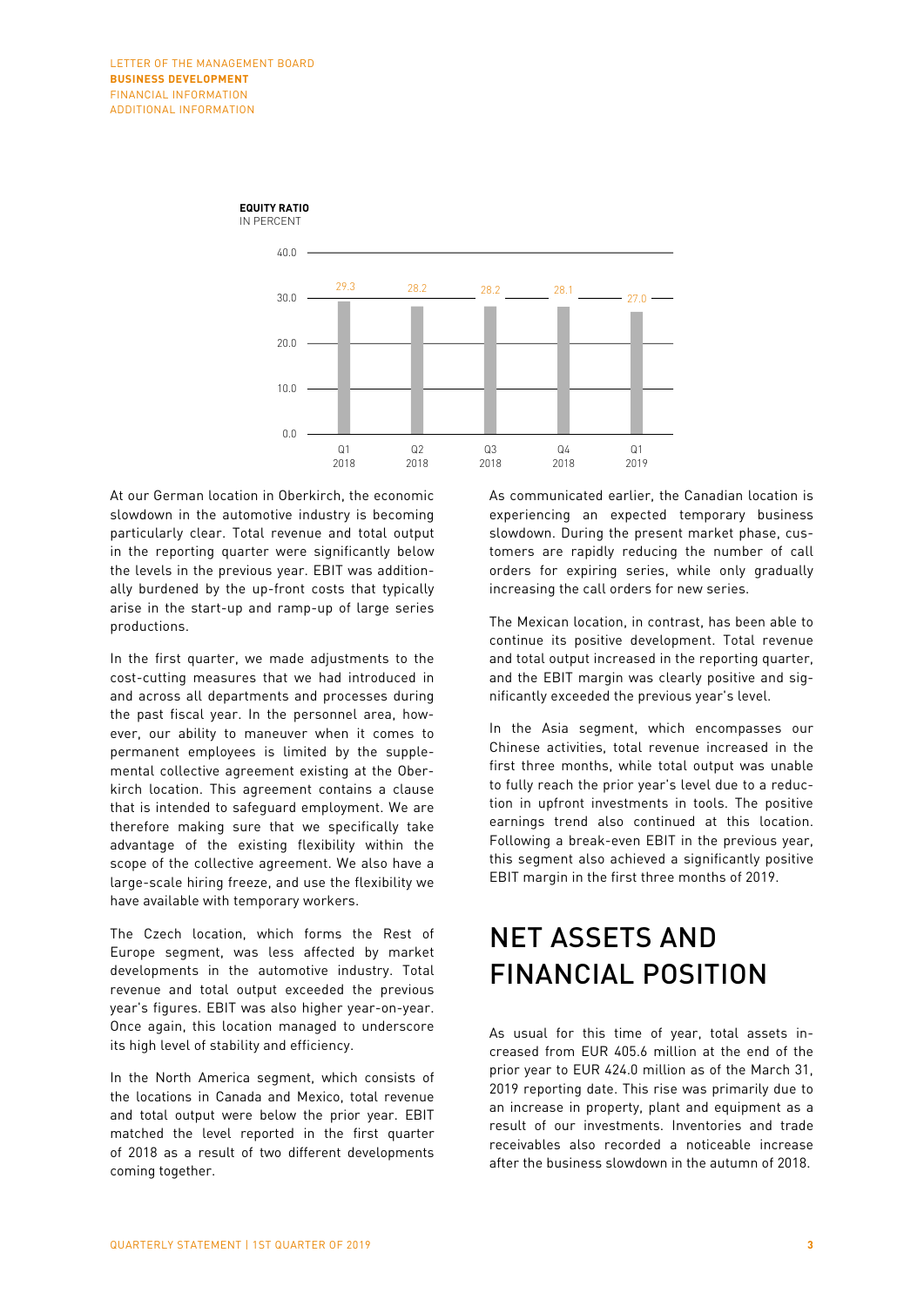**EQUITY RATIO**
IN PERCENT

| Q1 2018 | Q2 2018 | Q3 2018 | Q4 2018 | Q1 2019 |
|---|---|---|---|---|
| 29.3 | 28.2 | 28.2 | 28.1 | 27.0 |

At our German location in Oberkirch, the economic slowdown in the automotive industry is becoming particularly clear. Total revenue and total output in the reporting quarter were significantly below the levels in the previous year. EBIT was additionally burdened by the up-front costs that typically arise in the start-up and ramp-up of large series productions.

In the first quarter, we made adjustments to the cost-cutting measures that we had introduced in and across all departments and processes during the past fiscal year. In the personnel area, however, our ability to maneuver when it comes to permanent employees is limited by the supplemental collective agreement existing at the Oberkirch location. This agreement contains a clause that is intended to safeguard employment. We are therefore making sure that we specifically take advantage of the existing flexibility within the scope of the collective agreement. We also have a large-scale hiring freeze, and use the flexibility we have available with temporary workers.

The Czech location, which forms the Rest of Europe segment, was less affected by market developments in the automotive industry. Total revenue and total output exceeded the previous year's figures. EBIT was also higher year-on-year. Once again, this location managed to underscore its high level of stability and efficiency.

In the North America segment, which consists of the locations in Canada and Mexico, total revenue and total output were below the prior year. EBIT matched the level reported in the first quarter of 2018 as a result of two different developments coming together.

As communicated earlier, the Canadian location is experiencing an expected temporary business slowdown. During the present market phase, customers are rapidly reducing the number of call orders for expiring series, while only gradually increasing the call orders for new series.

The Mexican location, in contrast, has been able to continue its positive development. Total revenue and total output increased in the reporting quarter, and the EBIT margin was clearly positive and significantly exceeded the previous year's level.

In the Asia segment, which encompasses our Chinese activities, total revenue increased in the first three months, while total output was unable to fully reach the prior year's level due to a reduction in upfront investments in tools. The positive earnings trend also continued at this location. Following a break-even EBIT in the previous year, this segment also achieved a significantly positive EBIT margin in the first three months of 2019.

# NET ASSETS AND FINANCIAL POSITION

As usual for this time of year, total assets increased from EUR 405.6 million at the end of the prior year to EUR 424.0 million as of the March 31, 2019 reporting date. This rise was primarily due to an increase in property, plant and equipment as a result of our investments. Inventories and trade receivables also recorded a noticeable increase after the business slowdown in the autumn of 2018.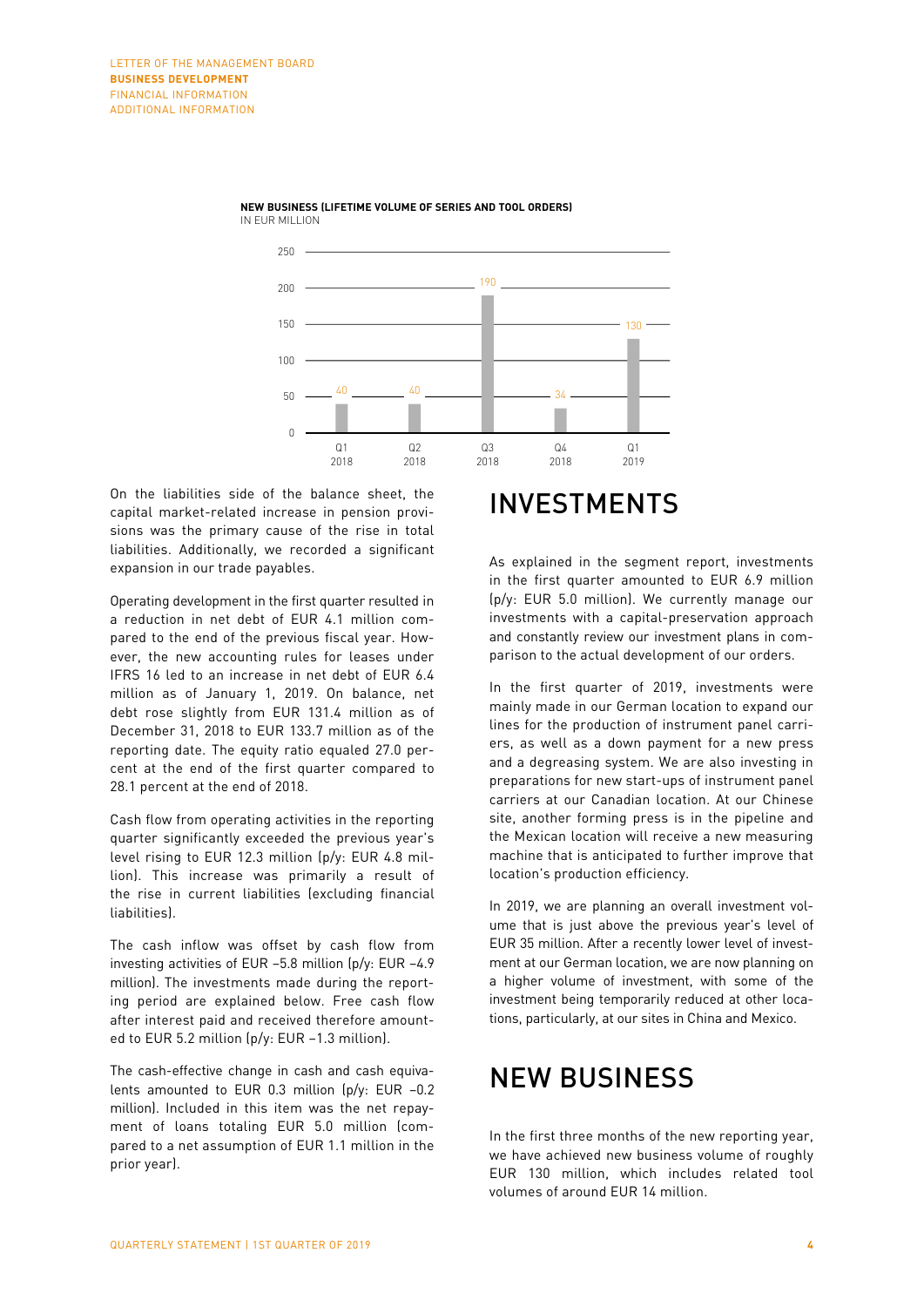**NEW BUSINESS (LIFETIME VOLUME OF SERIES AND TOOL ORDERS)**
IN EUR MILLION

| | Q1 2018 | Q2 2018 | Q3 2018 | Q4 2018 | Q1 2019 |
|---|---|---|---|---|---|
| New business | 40 | 40 | 190 | 34 | 130 |

On the liabilities side of the balance sheet, the capital market-related increase in pension provisions was the primary cause of the rise in total liabilities. Additionally, we recorded a significant expansion in our trade payables.

Operating development in the first quarter resulted in a reduction in net debt of EUR 4.1 million compared to the end of the previous fiscal year. However, the new accounting rules for leases under IFRS 16 led to an increase in net debt of EUR 6.4 million as of January 1, 2019. On balance, net debt rose slightly from EUR 131.4 million as of December 31, 2018 to EUR 133.7 million as of the reporting date. The equity ratio equaled 27.0 percent at the end of the first quarter compared to 28.1 percent at the end of 2018.

Cash flow from operating activities in the reporting quarter significantly exceeded the previous year's level rising to EUR 12.3 million (p/y: EUR 4.8 million). This increase was primarily a result of the rise in current liabilities (excluding financial liabilities).

The cash inflow was offset by cash flow from investing activities of EUR –5.8 million (p/y: EUR –4.9 million). The investments made during the reporting period are explained below. Free cash flow after interest paid and received therefore amounted to EUR 5.2 million (p/y: EUR –1.3 million).

The cash-effective change in cash and cash equivalents amounted to EUR 0.3 million (p/y: EUR –0.2 million). Included in this item was the net repayment of loans totaling EUR 5.0 million (compared to a net assumption of EUR 1.1 million in the prior year).

# INVESTMENTS

As explained in the segment report, investments in the first quarter amounted to EUR 6.9 million (p/y: EUR 5.0 million). We currently manage our investments with a capital-preservation approach and constantly review our investment plans in comparison to the actual development of our orders.

In the first quarter of 2019, investments were mainly made in our German location to expand our lines for the production of instrument panel carriers, as well as a down payment for a new press and a degreasing system. We are also investing in preparations for new start-ups of instrument panel carriers at our Canadian location. At our Chinese site, another forming press is in the pipeline and the Mexican location will receive a new measuring machine that is anticipated to further improve that location's production efficiency.

In 2019, we are planning an overall investment volume that is just above the previous year's level of EUR 35 million. After a recently lower level of investment at our German location, we are now planning on a higher volume of investment, with some of the investment being temporarily reduced at other locations, particularly, at our sites in China and Mexico.

# NEW BUSINESS

In the first three months of the new reporting year, we have achieved new business volume of roughly EUR 130 million, which includes related tool volumes of around EUR 14 million.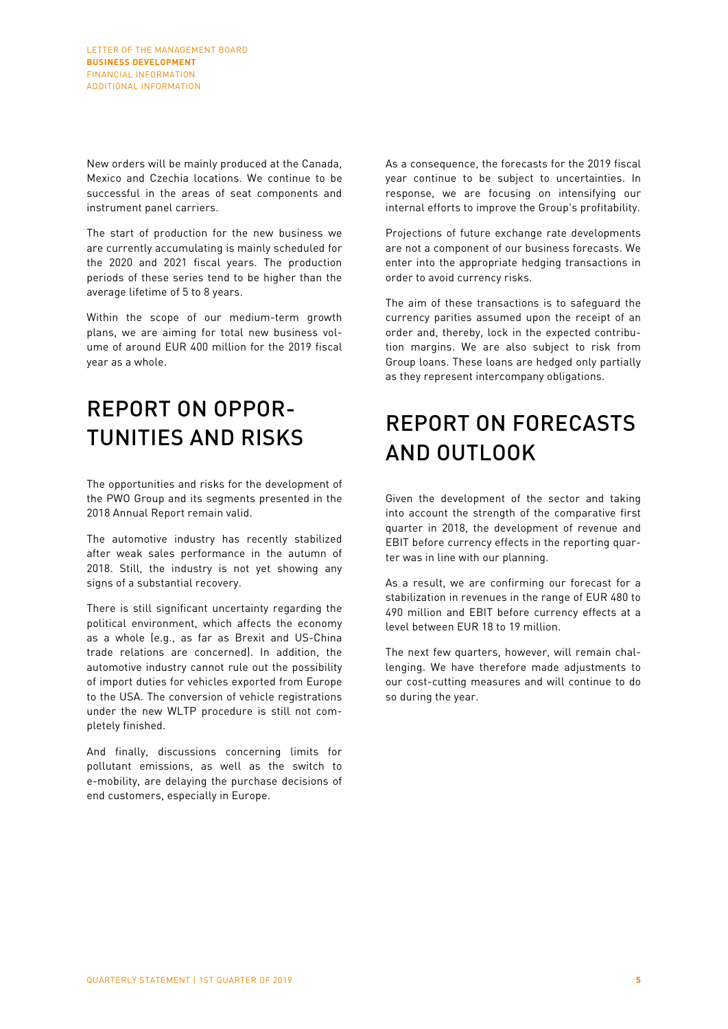New orders will be mainly produced at the Canada, Mexico and Czechia locations. We continue to be successful in the areas of seat components and instrument panel carriers.

The start of production for the new business we are currently accumulating is mainly scheduled for the 2020 and 2021 fiscal years. The production periods of these series tend to be higher than the average lifetime of 5 to 8 years.

Within the scope of our medium-term growth plans, we are aiming for total new business volume of around EUR 400 million for the 2019 fiscal year as a whole.

## REPORT ON OPPORTUNITIES AND RISKS

The opportunities and risks for the development of the PWO Group and its segments presented in the 2018 Annual Report remain valid.

The automotive industry has recently stabilized after weak sales performance in the autumn of 2018. Still, the industry is not yet showing any signs of a substantial recovery.

There is still significant uncertainty regarding the political environment, which affects the economy as a whole (e.g., as far as Brexit and US-China trade relations are concerned). In addition, the automotive industry cannot rule out the possibility of import duties for vehicles exported from Europe to the USA. The conversion of vehicle registrations under the new WLTP procedure is still not completely finished.

And finally, discussions concerning limits for pollutant emissions, as well as the switch to e-mobility, are delaying the purchase decisions of end customers, especially in Europe.

As a consequence, the forecasts for the 2019 fiscal year continue to be subject to uncertainties. In response, we are focusing on intensifying our internal efforts to improve the Group's profitability.

Projections of future exchange rate developments are not a component of our business forecasts. We enter into the appropriate hedging transactions in order to avoid currency risks.

The aim of these transactions is to safeguard the currency parities assumed upon the receipt of an order and, thereby, lock in the expected contribution margins. We are also subject to risk from Group loans. These loans are hedged only partially as they represent intercompany obligations.

## REPORT ON FORECASTS AND OUTLOOK

Given the development of the sector and taking into account the strength of the comparative first quarter in 2018, the development of revenue and EBIT before currency effects in the reporting quarter was in line with our planning.

As a result, we are confirming our forecast for a stabilization in revenues in the range of EUR 480 to 490 million and EBIT before currency effects at a level between EUR 18 to 19 million.

The next few quarters, however, will remain challenging. We have therefore made adjustments to our cost-cutting measures and will continue to do so during the year.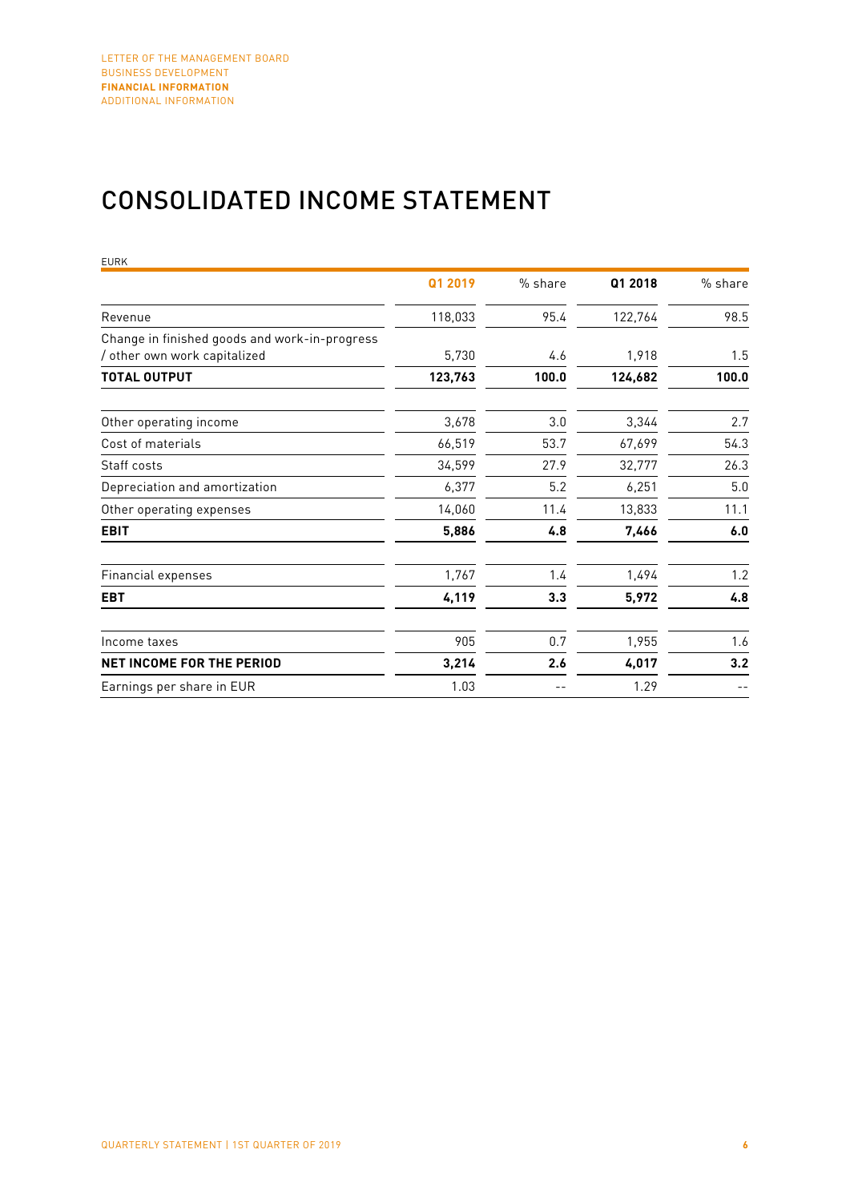# CONSOLIDATED INCOME STATEMENT

EURK

| | Q1 2019 | % share | Q1 2018 | % share |
|---|---|---|---|---|
| Revenue | 118,033 | 95.4 | 122,764 | 98.5 |
| Change in finished goods and work-in-progress / other own work capitalized | 5,730 | 4.6 | 1,918 | 1.5 |
| **TOTAL OUTPUT** | **123,763** | **100.0** | **124,682** | **100.0** |
| Other operating income | 3,678 | 3.0 | 3,344 | 2.7 |
| Cost of materials | 66,519 | 53.7 | 67,699 | 54.3 |
| Staff costs | 34,599 | 27.9 | 32,777 | 26.3 |
| Depreciation and amortization | 6,377 | 5.2 | 6,251 | 5.0 |
| Other operating expenses | 14,060 | 11.4 | 13,833 | 11.1 |
| **EBIT** | **5,886** | **4.8** | **7,466** | **6.0** |
| Financial expenses | 1,767 | 1.4 | 1,494 | 1.2 |
| **EBT** | **4,119** | **3.3** | **5,972** | **4.8** |
| Income taxes | 905 | 0.7 | 1,955 | 1.6 |
| **NET INCOME FOR THE PERIOD** | **3,214** | **2.6** | **4,017** | **3.2** |
| Earnings per share in EUR | 1.03 | -- | 1.29 | -- |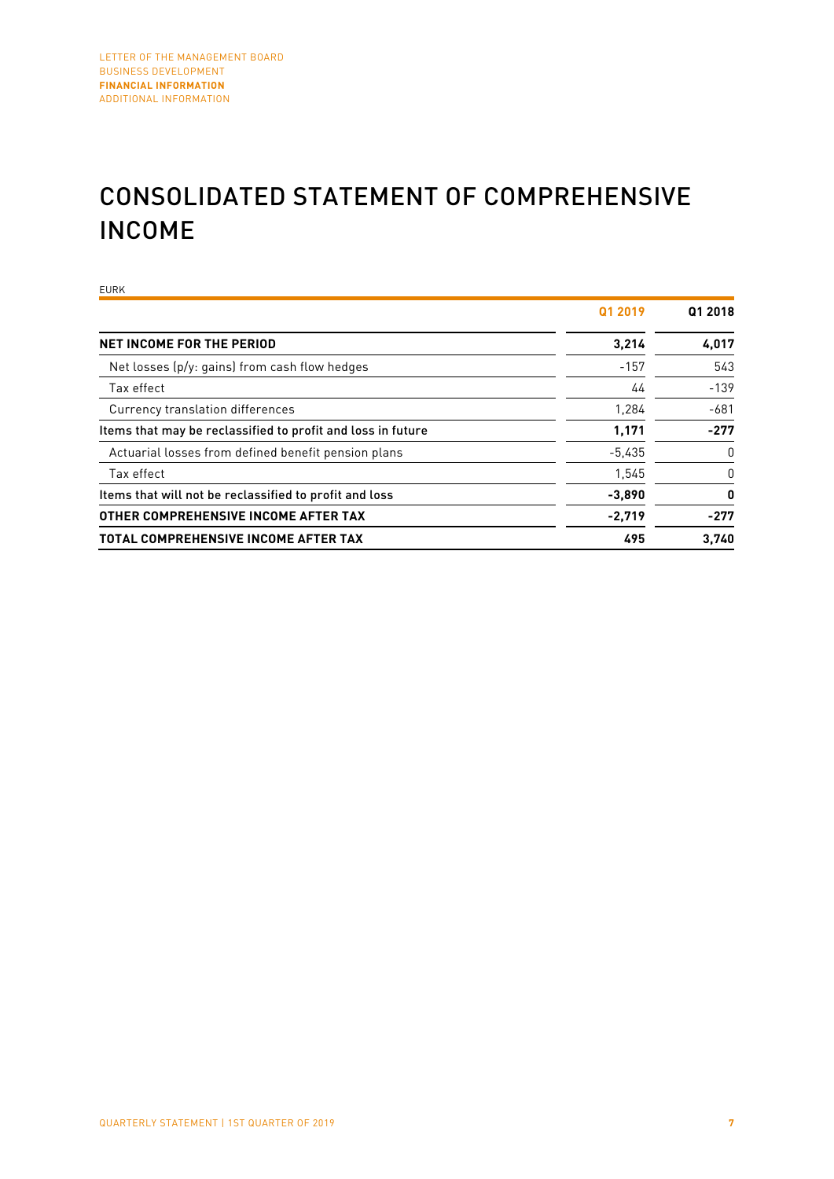# CONSOLIDATED STATEMENT OF COMPREHENSIVE INCOME

EURK

| | Q1 2019 | Q1 2018 |
|---|---|---|
| **NET INCOME FOR THE PERIOD** | **3,214** | **4,017** |
| Net losses (p/y: gains) from cash flow hedges | -157 | 543 |
| Tax effect | 44 | -139 |
| Currency translation differences | 1,284 | -681 |
| **Items that may be reclassified to profit and loss in future** | **1,171** | **-277** |
| Actuarial losses from defined benefit pension plans | -5,435 | 0 |
| Tax effect | 1,545 | 0 |
| **Items that will not be reclassified to profit and loss** | **-3,890** | **0** |
| **OTHER COMPREHENSIVE INCOME AFTER TAX** | **-2,719** | **-277** |
| **TOTAL COMPREHENSIVE INCOME AFTER TAX** | **495** | **3,740** |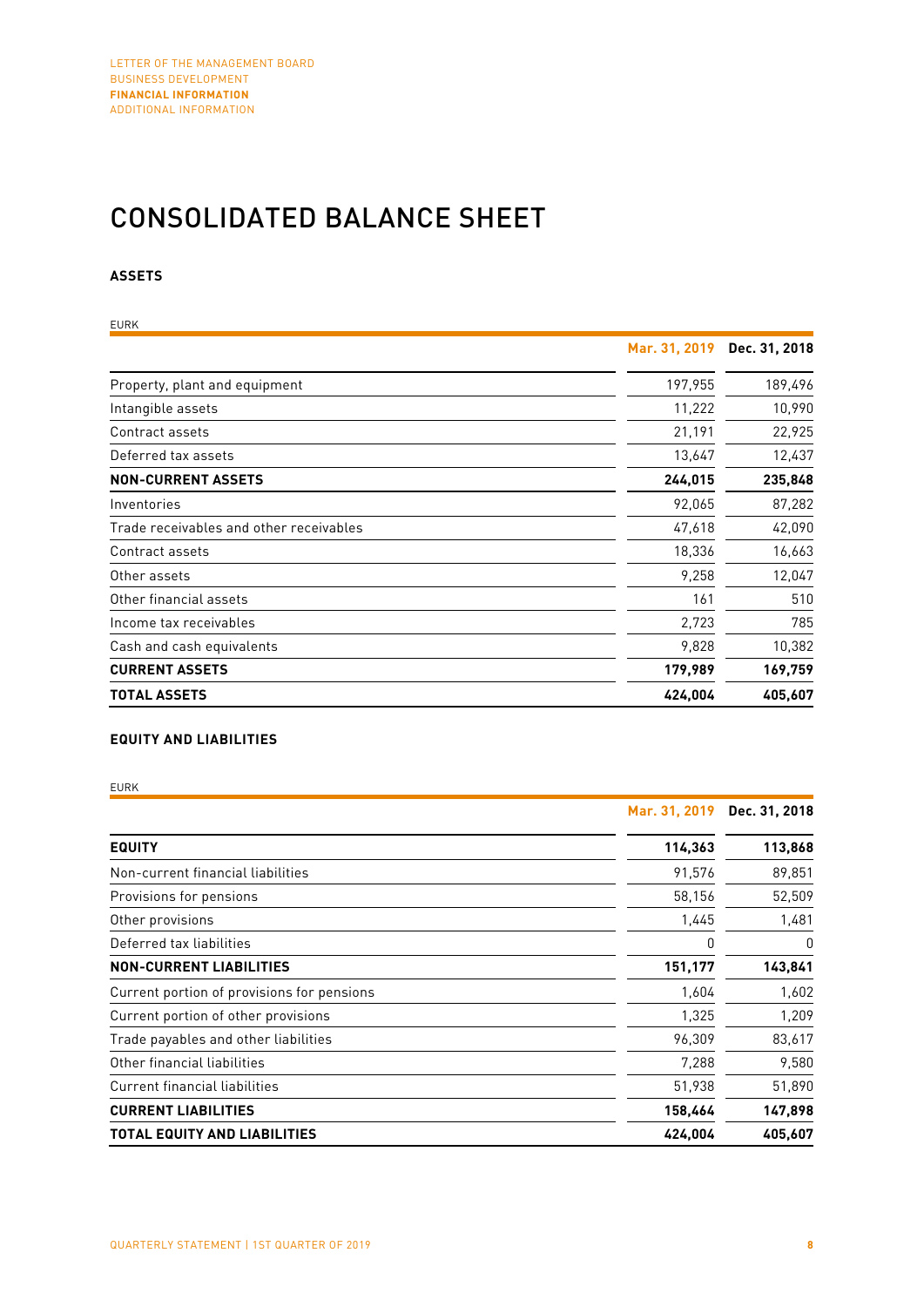# CONSOLIDATED BALANCE SHEET

## ASSETS

EURK

| | Mar. 31, 2019 | Dec. 31, 2018 |
|---|---|---|
| Property, plant and equipment | 197,955 | 189,496 |
| Intangible assets | 11,222 | 10,990 |
| Contract assets | 21,191 | 22,925 |
| Deferred tax assets | 13,647 | 12,437 |
| **NON-CURRENT ASSETS** | **244,015** | **235,848** |
| Inventories | 92,065 | 87,282 |
| Trade receivables and other receivables | 47,618 | 42,090 |
| Contract assets | 18,336 | 16,663 |
| Other assets | 9,258 | 12,047 |
| Other financial assets | 161 | 510 |
| Income tax receivables | 2,723 | 785 |
| Cash and cash equivalents | 9,828 | 10,382 |
| **CURRENT ASSETS** | **179,989** | **169,759** |
| **TOTAL ASSETS** | **424,004** | **405,607** |

## EQUITY AND LIABILITIES

EURK

| | Mar. 31, 2019 | Dec. 31, 2018 |
|---|---|---|
| **EQUITY** | **114,363** | **113,868** |
| Non-current financial liabilities | 91,576 | 89,851 |
| Provisions for pensions | 58,156 | 52,509 |
| Other provisions | 1,445 | 1,481 |
| Deferred tax liabilities | 0 | 0 |
| **NON-CURRENT LIABILITIES** | **151,177** | **143,841** |
| Current portion of provisions for pensions | 1,604 | 1,602 |
| Current portion of other provisions | 1,325 | 1,209 |
| Trade payables and other liabilities | 96,309 | 83,617 |
| Other financial liabilities | 7,288 | 9,580 |
| Current financial liabilities | 51,938 | 51,890 |
| **CURRENT LIABILITIES** | **158,464** | **147,898** |
| **TOTAL EQUITY AND LIABILITIES** | **424,004** | **405,607** |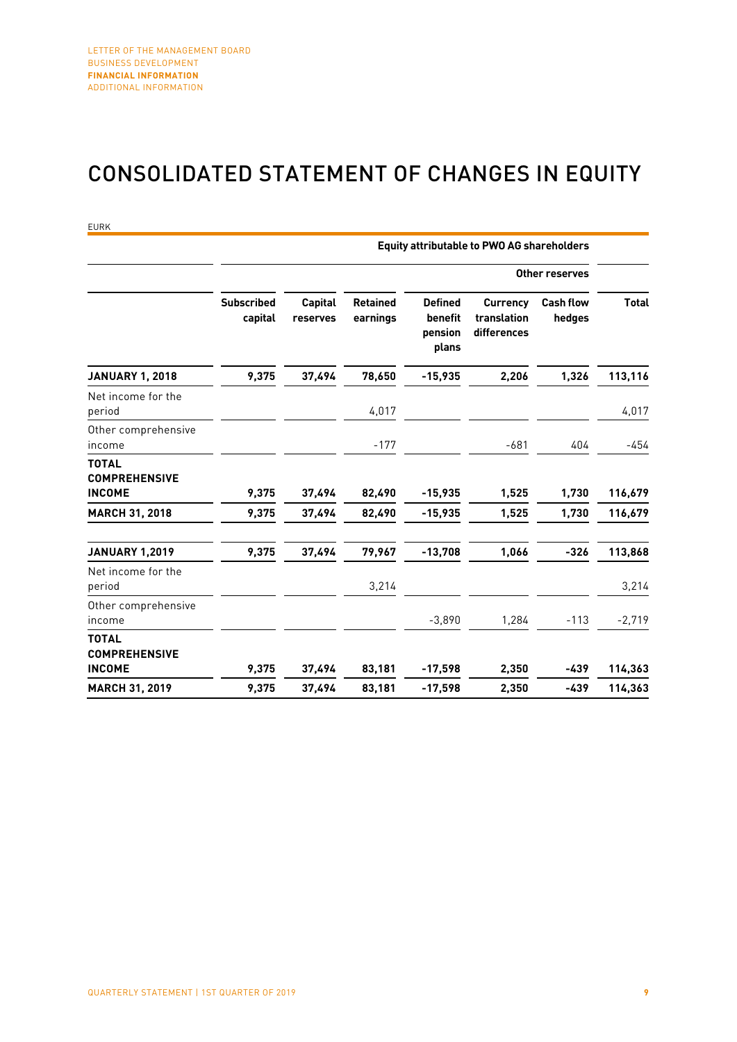# CONSOLIDATED STATEMENT OF CHANGES IN EQUITY

EURK

| | Equity attributable to PWO AG shareholders | | | | | | |
|---|---|---|---|---|---|---|---|
| | | | | Other reserves | | | |
| | Subscribed capital | Capital reserves | Retained earnings | Defined benefit pension plans | Currency translation differences | Cash flow hedges | Total |
| **JANUARY 1, 2018** | **9,375** | **37,494** | **78,650** | **-15,935** | **2,206** | **1,326** | **113,116** |
| Net income for the period | | | 4,017 | | | | 4,017 |
| Other comprehensive income | | | -177 | | -681 | 404 | -454 |
| **TOTAL COMPREHENSIVE INCOME** | **9,375** | **37,494** | **82,490** | **-15,935** | **1,525** | **1,730** | **116,679** |
| **MARCH 31, 2018** | **9,375** | **37,494** | **82,490** | **-15,935** | **1,525** | **1,730** | **116,679** |
| **JANUARY 1,2019** | **9,375** | **37,494** | **79,967** | **-13,708** | **1,066** | **-326** | **113,868** |
| Net income for the period | | | 3,214 | | | | 3,214 |
| Other comprehensive income | | | | -3,890 | 1,284 | -113 | -2,719 |
| **TOTAL COMPREHENSIVE INCOME** | **9,375** | **37,494** | **83,181** | **-17,598** | **2,350** | **-439** | **114,363** |
| **MARCH 31, 2019** | **9,375** | **37,494** | **83,181** | **-17,598** | **2,350** | **-439** | **114,363** |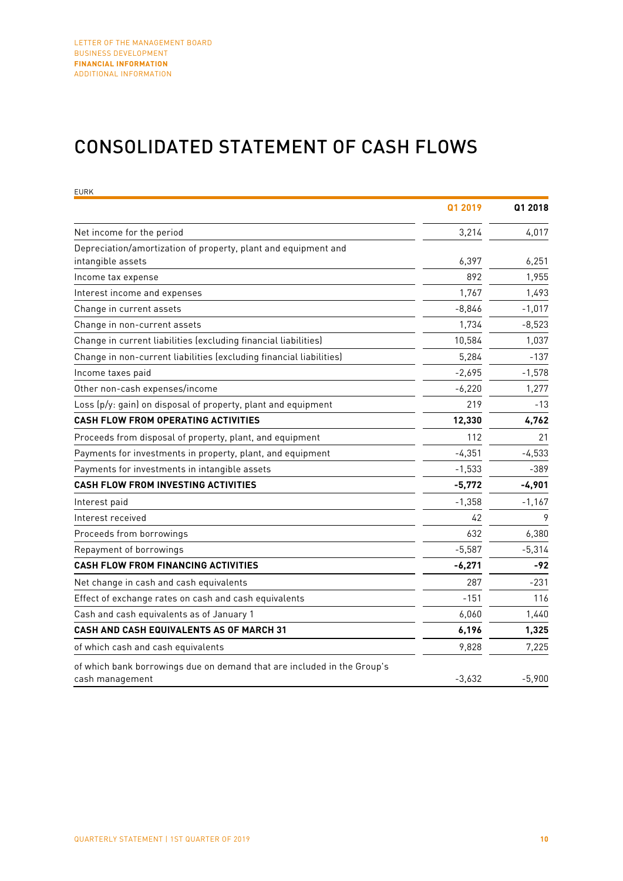# CONSOLIDATED STATEMENT OF CASH FLOWS

EURK

| | Q1 2019 | Q1 2018 |
|---|---|---|
| Net income for the period | 3,214 | 4,017 |
| Depreciation/amortization of property, plant and equipment and intangible assets | 6,397 | 6,251 |
| Income tax expense | 892 | 1,955 |
| Interest income and expenses | 1,767 | 1,493 |
| Change in current assets | -8,846 | -1,017 |
| Change in non-current assets | 1,734 | -8,523 |
| Change in current liabilities (excluding financial liabilities) | 10,584 | 1,037 |
| Change in non-current liabilities (excluding financial liabilities) | 5,284 | -137 |
| Income taxes paid | -2,695 | -1,578 |
| Other non-cash expenses/income | -6,220 | 1,277 |
| Loss (p/y: gain) on disposal of property, plant and equipment | 219 | -13 |
| **CASH FLOW FROM OPERATING ACTIVITIES** | **12,330** | **4,762** |
| Proceeds from disposal of property, plant, and equipment | 112 | 21 |
| Payments for investments in property, plant, and equipment | -4,351 | -4,533 |
| Payments for investments in intangible assets | -1,533 | -389 |
| **CASH FLOW FROM INVESTING ACTIVITIES** | **-5,772** | **-4,901** |
| Interest paid | -1,358 | -1,167 |
| Interest received | 42 | 9 |
| Proceeds from borrowings | 632 | 6,380 |
| Repayment of borrowings | -5,587 | -5,314 |
| **CASH FLOW FROM FINANCING ACTIVITIES** | **-6,271** | **-92** |
| Net change in cash and cash equivalents | 287 | -231 |
| Effect of exchange rates on cash and cash equivalents | -151 | 116 |
| Cash and cash equivalents as of January 1 | 6,060 | 1,440 |
| **CASH AND CASH EQUIVALENTS AS OF MARCH 31** | **6,196** | **1,325** |
| of which cash and cash equivalents | 9,828 | 7,225 |
| of which bank borrowings due on demand that are included in the Group's cash management | -3,632 | -5,900 |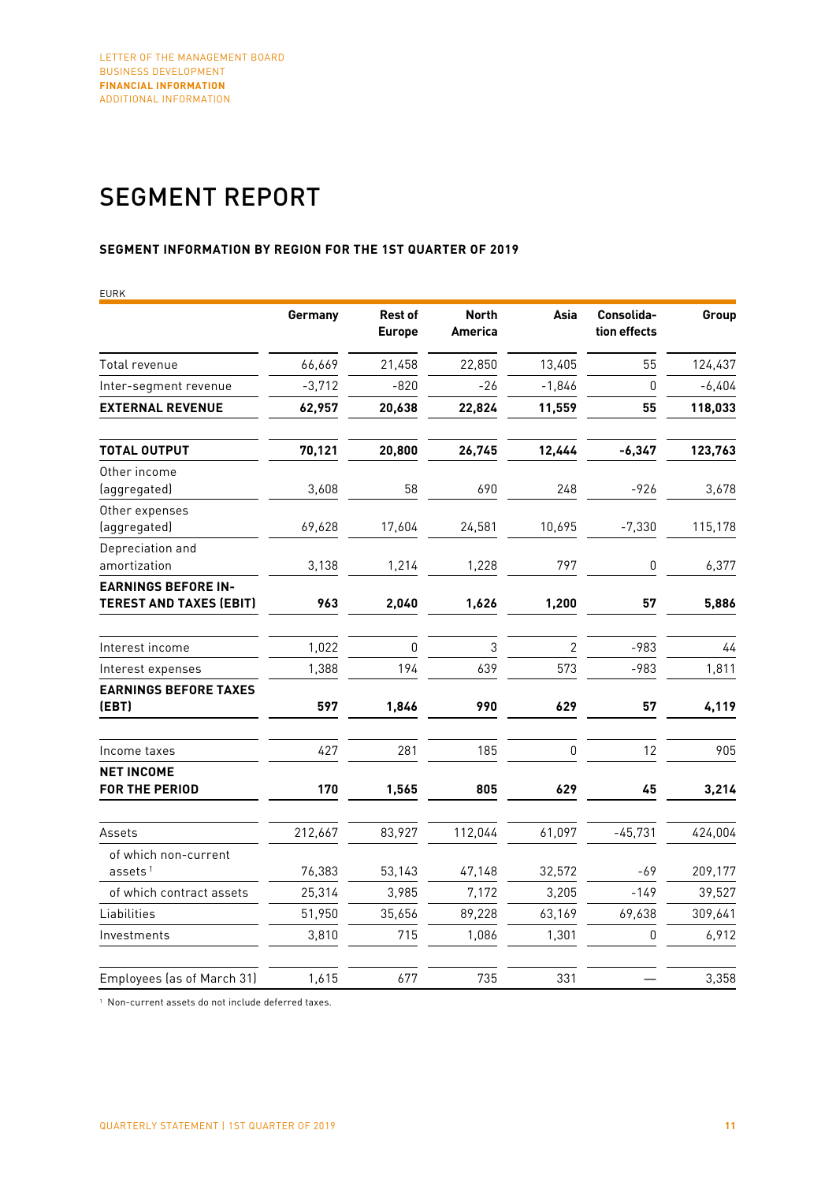# SEGMENT REPORT

### SEGMENT INFORMATION BY REGION FOR THE 1ST QUARTER OF 2019

EURK

| | Germany | Rest of Europe | North America | Asia | Consolidation effects | Group |
|---|---|---|---|---|---|---|
| Total revenue | 66,669 | 21,458 | 22,850 | 13,405 | 55 | 124,437 |
| Inter-segment revenue | -3,712 | -820 | -26 | -1,846 | 0 | -6,404 |
| **EXTERNAL REVENUE** | **62,957** | **20,638** | **22,824** | **11,559** | **55** | **118,033** |
| **TOTAL OUTPUT** | **70,121** | **20,800** | **26,745** | **12,444** | **-6,347** | **123,763** |
| Other income (aggregated) | 3,608 | 58 | 690 | 248 | -926 | 3,678 |
| Other expenses (aggregated) | 69,628 | 17,604 | 24,581 | 10,695 | -7,330 | 115,178 |
| Depreciation and amortization | 3,138 | 1,214 | 1,228 | 797 | 0 | 6,377 |
| **EARNINGS BEFORE INTEREST AND TAXES (EBIT)** | **963** | **2,040** | **1,626** | **1,200** | **57** | **5,886** |
| Interest income | 1,022 | 0 | 3 | 2 | -983 | 44 |
| Interest expenses | 1,388 | 194 | 639 | 573 | -983 | 1,811 |
| **EARNINGS BEFORE TAXES (EBT)** | **597** | **1,846** | **990** | **629** | **57** | **4,119** |
| Income taxes | 427 | 281 | 185 | 0 | 12 | 905 |
| **NET INCOME FOR THE PERIOD** | **170** | **1,565** | **805** | **629** | **45** | **3,214** |
| Assets | 212,667 | 83,927 | 112,044 | 61,097 | -45,731 | 424,004 |
| of which non-current assets [1] | 76,383 | 53,143 | 47,148 | 32,572 | -69 | 209,177 |
| of which contract assets | 25,314 | 3,985 | 7,172 | 3,205 | -149 | 39,527 |
| Liabilities | 51,950 | 35,656 | 89,228 | 63,169 | 69,638 | 309,641 |
| Investments | 3,810 | 715 | 1,086 | 1,301 | 0 | 6,912 |
| Employees (as of March 31) | 1,615 | 677 | 735 | 331 | — | 3,358 |

[1] Non-current assets do not include deferred taxes.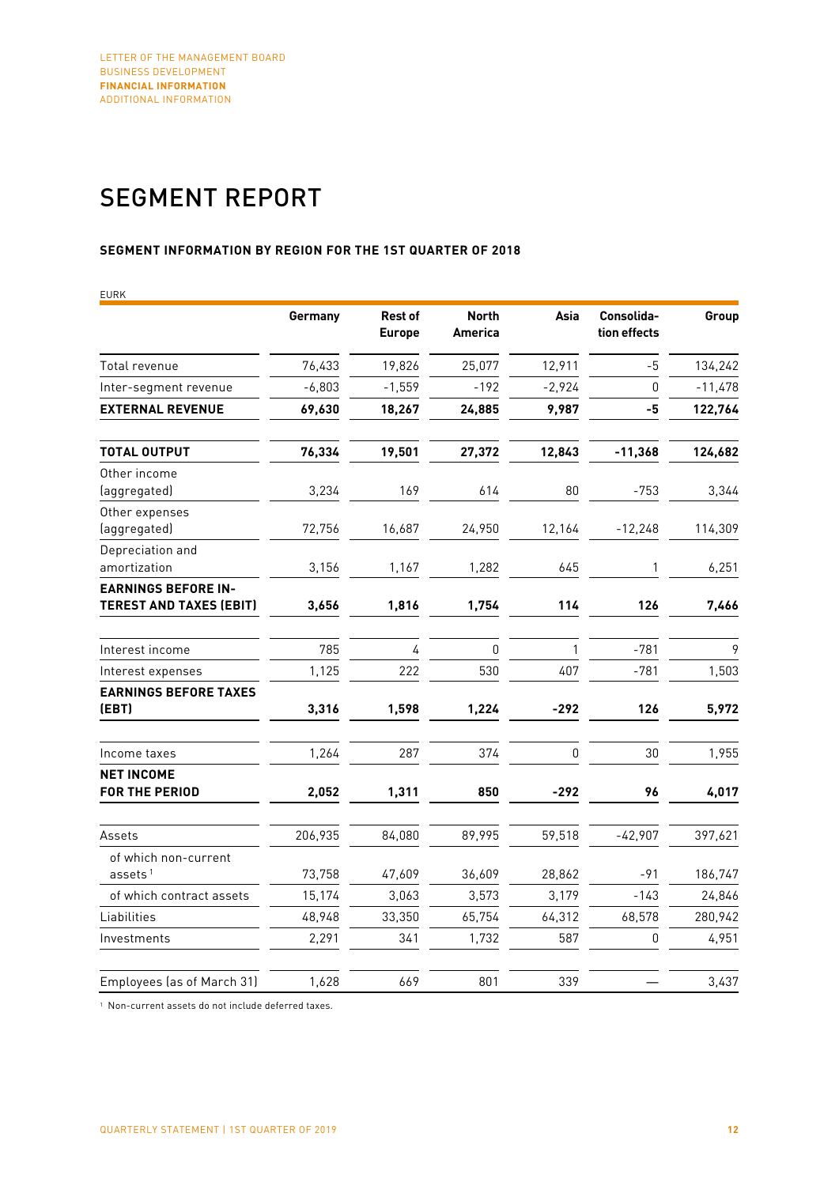# SEGMENT REPORT

**SEGMENT INFORMATION BY REGION FOR THE 1ST QUARTER OF 2018**

EURK

| | Germany | Rest of Europe | North America | Asia | Consolidation effects | Group |
|---|---|---|---|---|---|---|
| Total revenue | 76,433 | 19,826 | 25,077 | 12,911 | -5 | 134,242 |
| Inter-segment revenue | -6,803 | -1,559 | -192 | -2,924 | 0 | -11,478 |
| **EXTERNAL REVENUE** | **69,630** | **18,267** | **24,885** | **9,987** | **-5** | **122,764** |
| **TOTAL OUTPUT** | **76,334** | **19,501** | **27,372** | **12,843** | **-11,368** | **124,682** |
| Other income (aggregated) | 3,234 | 169 | 614 | 80 | -753 | 3,344 |
| Other expenses (aggregated) | 72,756 | 16,687 | 24,950 | 12,164 | -12,248 | 114,309 |
| Depreciation and amortization | 3,156 | 1,167 | 1,282 | 645 | 1 | 6,251 |
| **EARNINGS BEFORE INTEREST AND TAXES (EBIT)** | **3,656** | **1,816** | **1,754** | **114** | **126** | **7,466** |
| Interest income | 785 | 4 | 0 | 1 | -781 | 9 |
| Interest expenses | 1,125 | 222 | 530 | 407 | -781 | 1,503 |
| **EARNINGS BEFORE TAXES (EBT)** | **3,316** | **1,598** | **1,224** | **-292** | **126** | **5,972** |
| Income taxes | 1,264 | 287 | 374 | 0 | 30 | 1,955 |
| **NET INCOME FOR THE PERIOD** | **2,052** | **1,311** | **850** | **-292** | **96** | **4,017** |
| Assets | 206,935 | 84,080 | 89,995 | 59,518 | -42,907 | 397,621 |
| of which non-current assets [1] | 73,758 | 47,609 | 36,609 | 28,862 | -91 | 186,747 |
| of which contract assets | 15,174 | 3,063 | 3,573 | 3,179 | -143 | 24,846 |
| Liabilities | 48,948 | 33,350 | 65,754 | 64,312 | 68,578 | 280,942 |
| Investments | 2,291 | 341 | 1,732 | 587 | 0 | 4,951 |
| Employees (as of March 31) | 1,628 | 669 | 801 | 339 | — | 3,437 |

[1] Non-current assets do not include deferred taxes.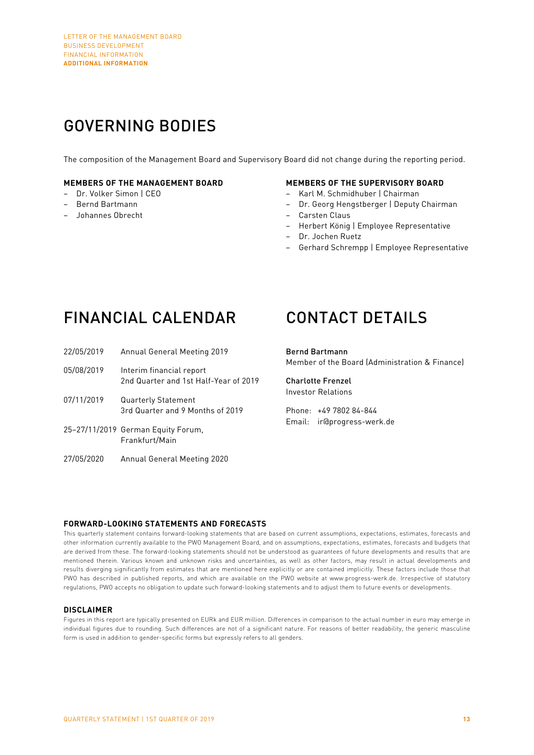# GOVERNING BODIES

The composition of the Management Board and Supervisory Board did not change during the reporting period.

**MEMBERS OF THE MANAGEMENT BOARD**

- Dr. Volker Simon | CEO
- Bernd Bartmann
- Johannes Obrecht

**MEMBERS OF THE SUPERVISORY BOARD**

- Karl M. Schmidhuber | Chairman
- Dr. Georg Hengstberger | Deputy Chairman
- Carsten Claus
- Herbert König | Employee Representative
- Dr. Jochen Ruetz
- Gerhard Schrempp | Employee Representative

# FINANCIAL CALENDAR

| | |
|---|---|
| 22/05/2019 | Annual General Meeting 2019 |
| 05/08/2019 | Interim financial report<br>2nd Quarter and 1st Half-Year of 2019 |
| 07/11/2019 | Quarterly Statement<br>3rd Quarter and 9 Months of 2019 |
| 25–27/11/2019 | German Equity Forum,<br>Frankfurt/Main |
| 27/05/2020 | Annual General Meeting 2020 |

# CONTACT DETAILS

**Bernd Bartmann**
Member of the Board (Administration & Finance)

**Charlotte Frenzel**
Investor Relations

Phone: +49 7802 84-844
Email: ir@progress-werk.de

**FORWARD-LOOKING STATEMENTS AND FORECASTS**

This quarterly statement contains forward-looking statements that are based on current assumptions, expectations, estimates, forecasts and other information currently available to the PWO Management Board, and on assumptions, expectations, estimates, forecasts and budgets that are derived from these. The forward-looking statements should not be understood as guarantees of future developments and results that are mentioned therein. Various known and unknown risks and uncertainties, as well as other factors, may result in actual developments and results diverging significantly from estimates that are mentioned here explicitly or are contained implicitly. These factors include those that PWO has described in published reports, and which are available on the PWO website at www.progress-werk.de. Irrespective of statutory regulations, PWO accepts no obligation to update such forward-looking statements and to adjust them to future events or developments.

**DISCLAIMER**

Figures in this report are typically presented on EURk and EUR million. Differences in comparison to the actual number in euro may emerge in individual figures due to rounding. Such differences are not of a significant nature. For reasons of better readability, the generic masculine form is used in addition to gender-specific forms but expressly refers to all genders.